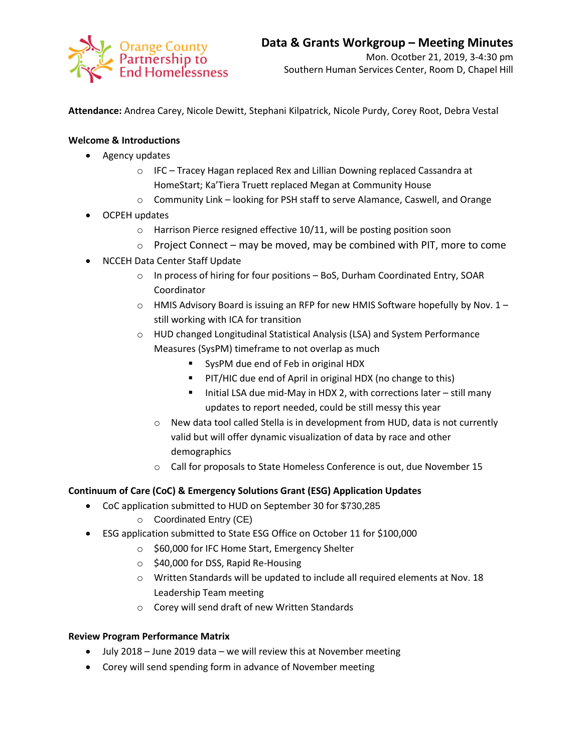Orange County Partnership to End Homelessness

# Data & Grants Workgroup – Meeting Minutes

Mon. Ocotber 21, 2019, 3-4:30 pm
Southern Human Services Center, Room D, Chapel Hill

**Attendance:** Andrea Carey, Nicole Dewitt, Stephani Kilpatrick, Nicole Purdy, Corey Root, Debra Vestal

**Welcome & Introductions**

- Agency updates
  - IFC – Tracey Hagan replaced Rex and Lillian Downing replaced Cassandra at HomeStart; Ka'Tiera Truett replaced Megan at Community House
  - Community Link – looking for PSH staff to serve Alamance, Caswell, and Orange
- OCPEH updates
  - Harrison Pierce resigned effective 10/11, will be posting position soon
  - Project Connect – may be moved, may be combined with PIT, more to come
- NCCEH Data Center Staff Update
  - In process of hiring for four positions – BoS, Durham Coordinated Entry, SOAR Coordinator
  - HMIS Advisory Board is issuing an RFP for new HMIS Software hopefully by Nov. 1 – still working with ICA for transition
  - HUD changed Longitudinal Statistical Analysis (LSA) and System Performance Measures (SysPM) timeframe to not overlap as much
    - SysPM due end of Feb in original HDX
    - PIT/HIC due end of April in original HDX (no change to this)
    - Initial LSA due mid-May in HDX 2, with corrections later – still many updates to report needed, could be still messy this year
  - New data tool called Stella is in development from HUD, data is not currently valid but will offer dynamic visualization of data by race and other demographics
  - Call for proposals to State Homeless Conference is out, due November 15

**Continuum of Care (CoC) & Emergency Solutions Grant (ESG) Application Updates**

- CoC application submitted to HUD on September 30 for $730,285
  - Coordinated Entry (CE)
- ESG application submitted to State ESG Office on October 11 for $100,000
  - $60,000 for IFC Home Start, Emergency Shelter
  - $40,000 for DSS, Rapid Re-Housing
  - Written Standards will be updated to include all required elements at Nov. 18 Leadership Team meeting
  - Corey will send draft of new Written Standards

**Review Program Performance Matrix**

- July 2018 – June 2019 data – we will review this at November meeting
- Corey will send spending form in advance of November meeting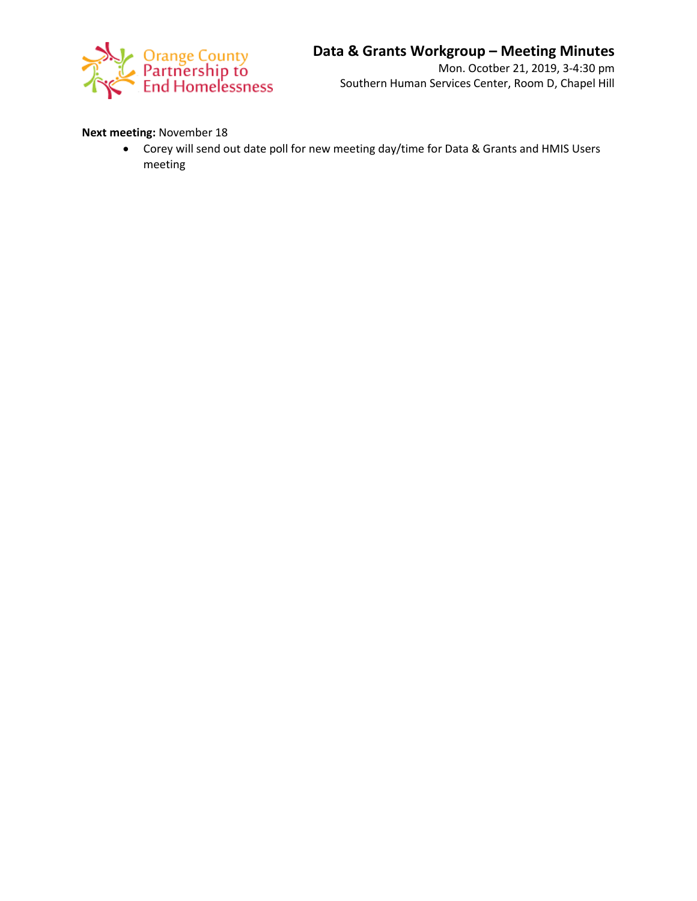**Next meeting:** November 18

- Corey will send out date poll for new meeting day/time for Data & Grants and HMIS Users meeting